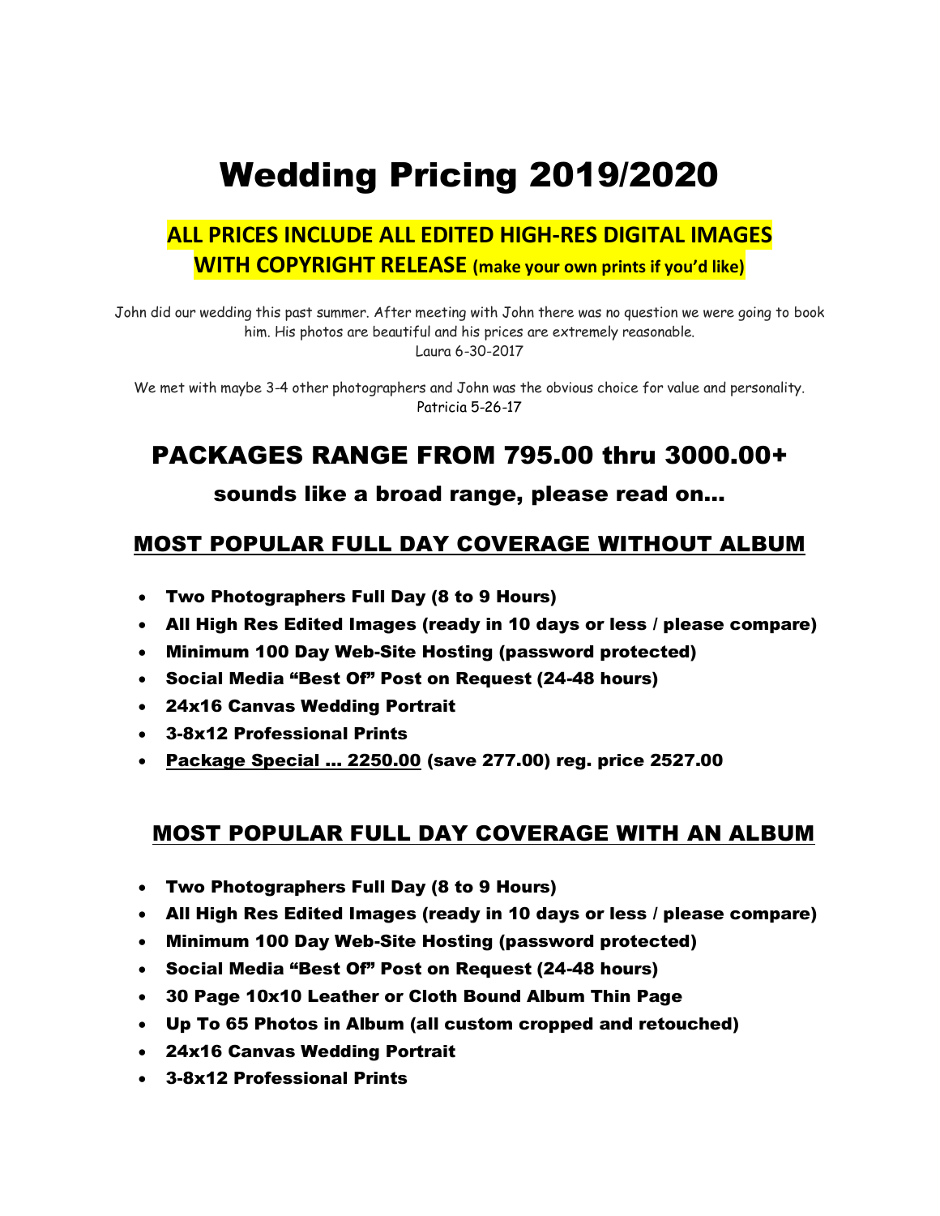# Wedding Pricing 2019/2020

## ALL PRICES INCLUDE ALL EDITED HIGH-RES DIGITAL IMAGES WITH COPYRIGHT RELEASE (make your own prints if you'd like)

John did our wedding this past summer. After meeting with John there was no question we were going to book him. His photos are beautiful and his prices are extremely reasonable.
Laura 6-30-2017

We met with maybe 3-4 other photographers and John was the obvious choice for value and personality.
Patricia 5-26-17

## PACKAGES RANGE FROM 795.00 thru 3000.00+

### sounds like a broad range, please read on...

### MOST POPULAR FULL DAY COVERAGE WITHOUT ALBUM

- **Two Photographers Full Day (8 to 9 Hours)**
- **All High Res Edited Images (ready in 10 days or less / please compare)**
- **Minimum 100 Day Web-Site Hosting (password protected)**
- **Social Media "Best Of" Post on Request (24-48 hours)**
- **24x16 Canvas Wedding Portrait**
- **3-8x12 Professional Prints**
- **Package Special ... 2250.00 (save 277.00) reg. price 2527.00**

### MOST POPULAR FULL DAY COVERAGE WITH AN ALBUM

- **Two Photographers Full Day (8 to 9 Hours)**
- **All High Res Edited Images (ready in 10 days or less / please compare)**
- **Minimum 100 Day Web-Site Hosting (password protected)**
- **Social Media "Best Of" Post on Request (24-48 hours)**
- **30 Page 10x10 Leather or Cloth Bound Album Thin Page**
- **Up To 65 Photos in Album (all custom cropped and retouched)**
- **24x16 Canvas Wedding Portrait**
- **3-8x12 Professional Prints**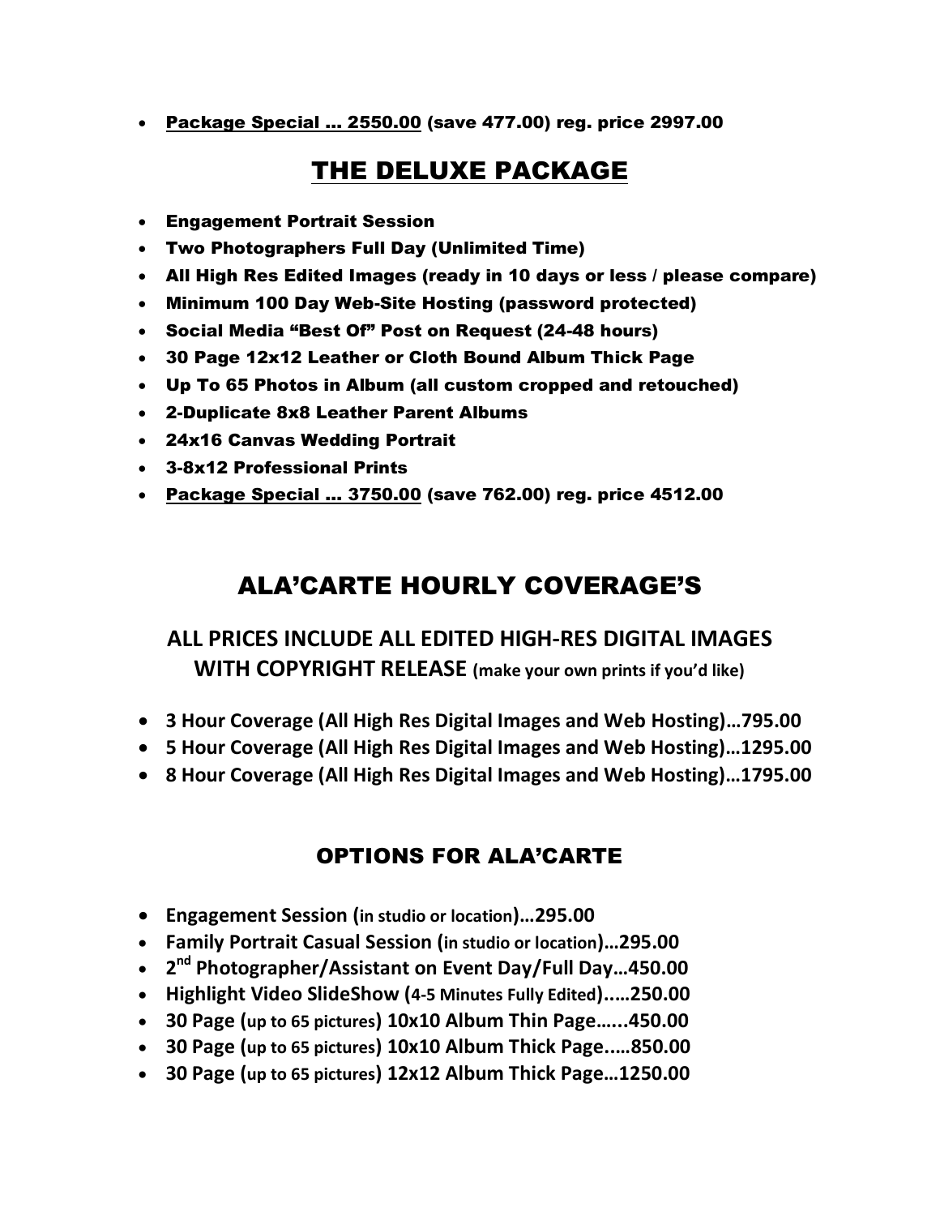- <u>Package Special … 2550.00</u> (save 477.00) reg. price 2997.00

## THE DELUXE PACKAGE

- Engagement Portrait Session
- Two Photographers Full Day (Unlimited Time)
- All High Res Edited Images (ready in 10 days or less / please compare)
- Minimum 100 Day Web-Site Hosting (password protected)
- Social Media "Best Of" Post on Request (24-48 hours)
- 30 Page 12x12 Leather or Cloth Bound Album Thick Page
- Up To 65 Photos in Album (all custom cropped and retouched)
- 2-Duplicate 8x8 Leather Parent Albums
- 24x16 Canvas Wedding Portrait
- 3-8x12 Professional Prints
- <u>Package Special … 3750.00</u> (save 762.00) reg. price 4512.00

## ALA'CARTE HOURLY COVERAGE'S

### ALL PRICES INCLUDE ALL EDITED HIGH-RES DIGITAL IMAGES WITH COPYRIGHT RELEASE (make your own prints if you'd like)

- **3 Hour Coverage (All High Res Digital Images and Web Hosting)…795.00**
- **5 Hour Coverage (All High Res Digital Images and Web Hosting)…1295.00**
- **8 Hour Coverage (All High Res Digital Images and Web Hosting)…1795.00**

### OPTIONS FOR ALA'CARTE

- **Engagement Session (in studio or location)…295.00**
- **Family Portrait Casual Session (in studio or location)…295.00**
- **2nd Photographer/Assistant on Event Day/Full Day…450.00**
- **Highlight Video SlideShow (4-5 Minutes Fully Edited)…..250.00**
- **30 Page (up to 65 pictures) 10x10 Album Thin Page…...450.00**
- **30 Page (up to 65 pictures) 10x10 Album Thick Page..…850.00**
- **30 Page (up to 65 pictures) 12x12 Album Thick Page…1250.00**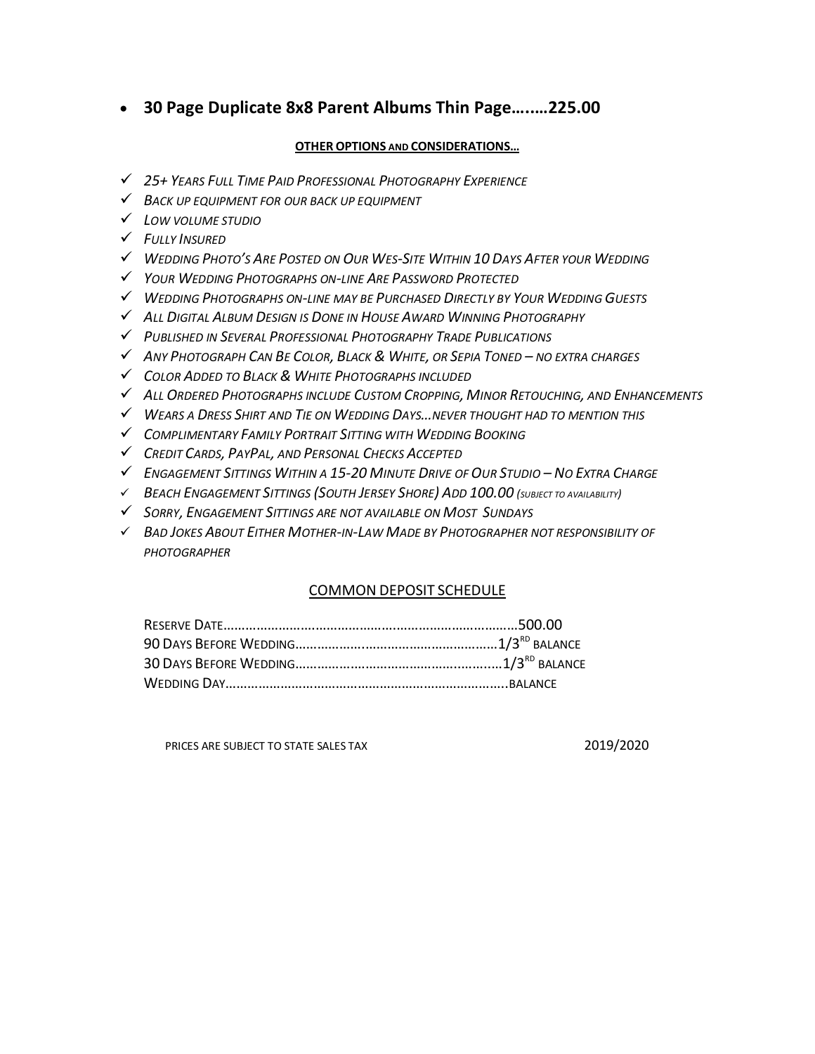- **30 Page Duplicate 8x8 Parent Albums Thin Page…..…225.00**

**OTHER OPTIONS AND CONSIDERATIONS…**

- ✓ *25+ YEARS FULL TIME PAID PROFESSIONAL PHOTOGRAPHY EXPERIENCE*
- ✓ *BACK UP EQUIPMENT FOR OUR BACK UP EQUIPMENT*
- ✓ *LOW VOLUME STUDIO*
- ✓ *FULLY INSURED*
- ✓ *WEDDING PHOTO'S ARE POSTED ON OUR WES-SITE WITHIN 10 DAYS AFTER YOUR WEDDING*
- ✓ *YOUR WEDDING PHOTOGRAPHS ON-LINE ARE PASSWORD PROTECTED*
- ✓ *WEDDING PHOTOGRAPHS ON-LINE MAY BE PURCHASED DIRECTLY BY YOUR WEDDING GUESTS*
- ✓ *ALL DIGITAL ALBUM DESIGN IS DONE IN HOUSE AWARD WINNING PHOTOGRAPHY*
- ✓ *PUBLISHED IN SEVERAL PROFESSIONAL PHOTOGRAPHY TRADE PUBLICATIONS*
- ✓ *ANY PHOTOGRAPH CAN BE COLOR, BLACK & WHITE, OR SEPIA TONED – NO EXTRA CHARGES*
- ✓ *COLOR ADDED TO BLACK & WHITE PHOTOGRAPHS INCLUDED*
- ✓ *ALL ORDERED PHOTOGRAPHS INCLUDE CUSTOM CROPPING, MINOR RETOUCHING, AND ENHANCEMENTS*
- ✓ *WEARS A DRESS SHIRT AND TIE ON WEDDING DAYS…NEVER THOUGHT HAD TO MENTION THIS*
- ✓ *COMPLIMENTARY FAMILY PORTRAIT SITTING WITH WEDDING BOOKING*
- ✓ *CREDIT CARDS, PAYPAL, AND PERSONAL CHECKS ACCEPTED*
- ✓ *ENGAGEMENT SITTINGS WITHIN A 15-20 MINUTE DRIVE OF OUR STUDIO – NO EXTRA CHARGE*
- ✓ *BEACH ENGAGEMENT SITTINGS (SOUTH JERSEY SHORE) ADD 100.00 (SUBJECT TO AVAILABILITY)*
- ✓ *SORRY, ENGAGEMENT SITTINGS ARE NOT AVAILABLE ON MOST SUNDAYS*
- ✓ *BAD JOKES ABOUT EITHER MOTHER-IN-LAW MADE BY PHOTOGRAPHER NOT RESPONSIBILITY OF PHOTOGRAPHER*

COMMON DEPOSIT SCHEDULE

RESERVE DATE……………………………………………………………………500.00
90 DAYS BEFORE WEDDING………………….……………………………1/3RD BALANCE
30 DAYS BEFORE WEDDING……………………………………….………1/3RD BALANCE
WEDDING DAY…………………………………………………………………..BALANCE

PRICES ARE SUBJECT TO STATE SALES TAX 2019/2020